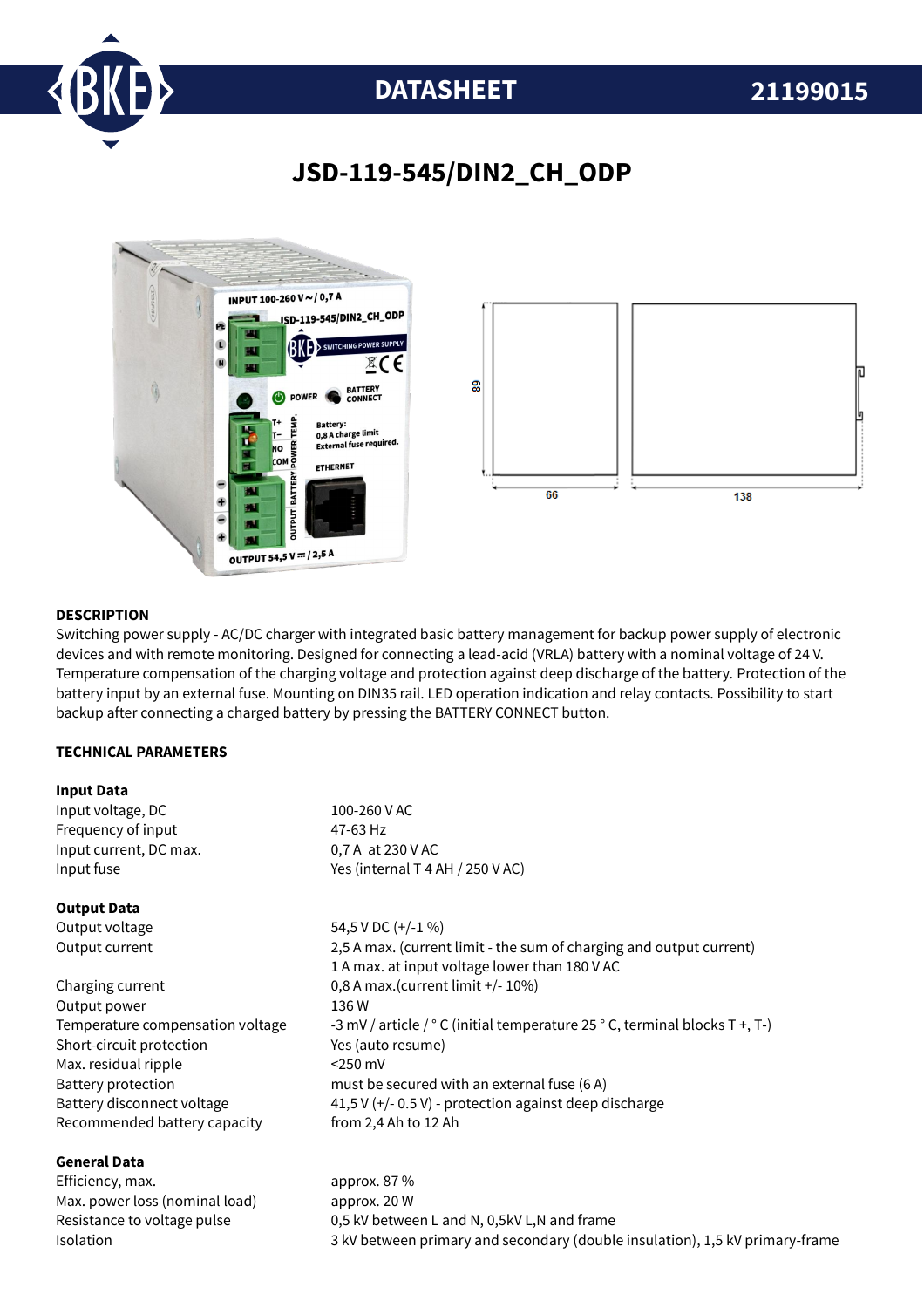DATASHEET 21199015

# JSD-119-545/DIN2_CH_ODP

## DESCRIPTION

Switching power supply - AC/DC charger with integrated basic battery management for backup power supply of electronic devices and with remote monitoring. Designed for connecting a lead-acid (VRLA) battery with a nominal voltage of 24 V. Temperature compensation of the charging voltage and protection against deep discharge of the battery. Protection of the battery input by an external fuse. Mounting on DIN35 rail. LED operation indication and relay contacts. Possibility to start backup after connecting a charged battery by pressing the BATTERY CONNECT button.

## TECHNICAL PARAMETERS

### Input Data

| | |
|---|---|
| Input voltage, DC | 100-260 V AC |
| Frequency of input | 47-63 Hz |
| Input current, DC max. | 0,7 A at 230 V AC |
| Input fuse | Yes (internal T 4 AH / 250 V AC) |

### Output Data

| | |
|---|---|
| Output voltage | 54,5 V DC (+/-1 %) |
| Output current | 2,5 A max. (current limit - the sum of charging and output current)<br>1 A max. at input voltage lower than 180 V AC |
| Charging current | 0,8 A max.(current limit +/- 10%) |
| Output power | 136 W |
| Temperature compensation voltage | -3 mV / article / ° C (initial temperature 25 ° C, terminal blocks T +, T-) |
| Short-circuit protection | Yes (auto resume) |
| Max. residual ripple | <250 mV |
| Battery protection | must be secured with an external fuse (6 A) |
| Battery disconnect voltage | 41,5 V (+/- 0.5 V) - protection against deep discharge |
| Recommended battery capacity | from 2,4 Ah to 12 Ah |

### General Data

| | |
|---|---|
| Efficiency, max. | approx. 87 % |
| Max. power loss (nominal load) | approx. 20 W |
| Resistance to voltage pulse | 0,5 kV between L and N, 0,5kV L,N and frame |
| Isolation | 3 kV between primary and secondary (double insulation), 1,5 kV primary-frame |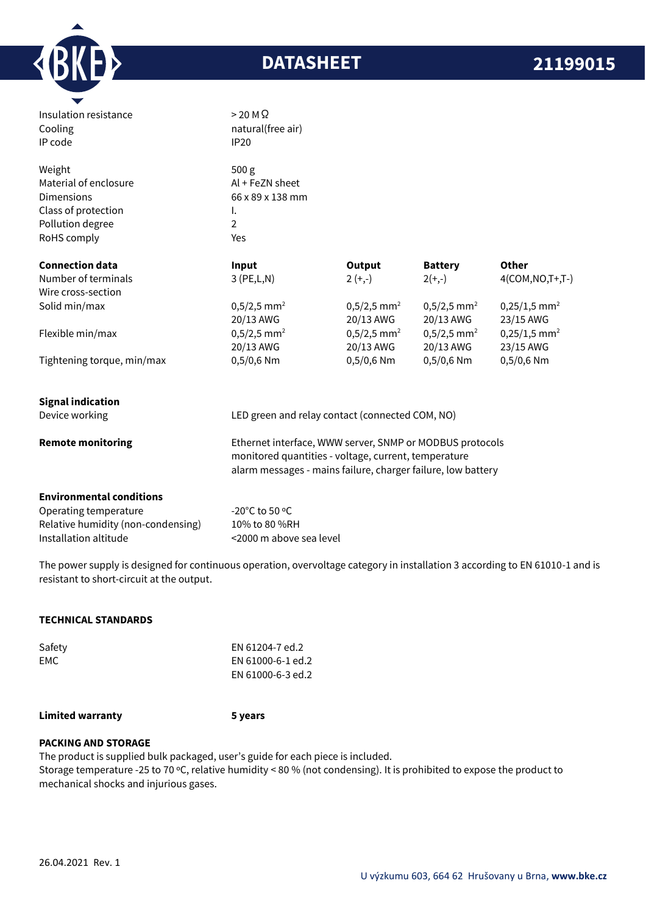| | |
|---|---|
| Insulation resistance | > 20 MΩ |
| Cooling | natural(free air) |
| IP code | IP20 |

| | |
|---|---|
| Weight | 500 g |
| Material of enclosure | Al + FeZN sheet |
| Dimensions | 66 x 89 x 138 mm |
| Class of protection | I. |
| Pollution degree | 2 |
| RoHS comply | Yes |

| **Connection data** | **Input** | **Output** | **Battery** | **Other** |
|---|---|---|---|---|
| Number of terminals | 3 (PE,L,N) | 2 (+,-) | 2(+,-) | 4(COM,NO,T+,T-) |
| Wire cross-section | | | | |
| Solid min/max | 0,5/2,5 mm$^2$ 20/13 AWG | 0,5/2,5 mm$^2$ 20/13 AWG | 0,5/2,5 mm$^2$ 20/13 AWG | 0,25/1,5 mm$^2$ 23/15 AWG |
| Flexible min/max | 0,5/2,5 mm$^2$ 20/13 AWG | 0,5/2,5 mm$^2$ 20/13 AWG | 0,5/2,5 mm$^2$ 20/13 AWG | 0,25/1,5 mm$^2$ 23/15 AWG |
| Tightening torque, min/max | 0,5/0,6 Nm | 0,5/0,6 Nm | 0,5/0,6 Nm | 0,5/0,6 Nm |

**Signal indication**

Device working — LED green and relay contact (connected COM, NO)

**Remote monitoring** — Ethernet interface, WWW server, SNMP or MODBUS protocols
monitored quantities - voltage, current, temperature
alarm messages - mains failure, charger failure, low battery

**Environmental conditions**

| | |
|---|---|
| Operating temperature | -20°C to 50 °C |
| Relative humidity (non-condensing) | 10% to 80 %RH |
| Installation altitude | <2000 m above sea level |

The power supply is designed for continuous operation, overvoltage category in installation 3 according to EN 61010-1 and is resistant to short-circuit at the output.

**TECHNICAL STANDARDS**

| | |
|---|---|
| Safety | EN 61204-7 ed.2 |
| EMC | EN 61000-6-1 ed.2 |
| | EN 61000-6-3 ed.2 |

**Limited warranty** — **5 years**

**PACKING AND STORAGE**

The product is supplied bulk packaged, user's guide for each piece is included.
Storage temperature -25 to 70 °C, relative humidity < 80 % (not condensing). It is prohibited to expose the product to mechanical shocks and injurious gases.

26.04.2021 Rev. 1

U výzkumu 603, 664 62 Hrušovany u Brna, **www.bke.cz**